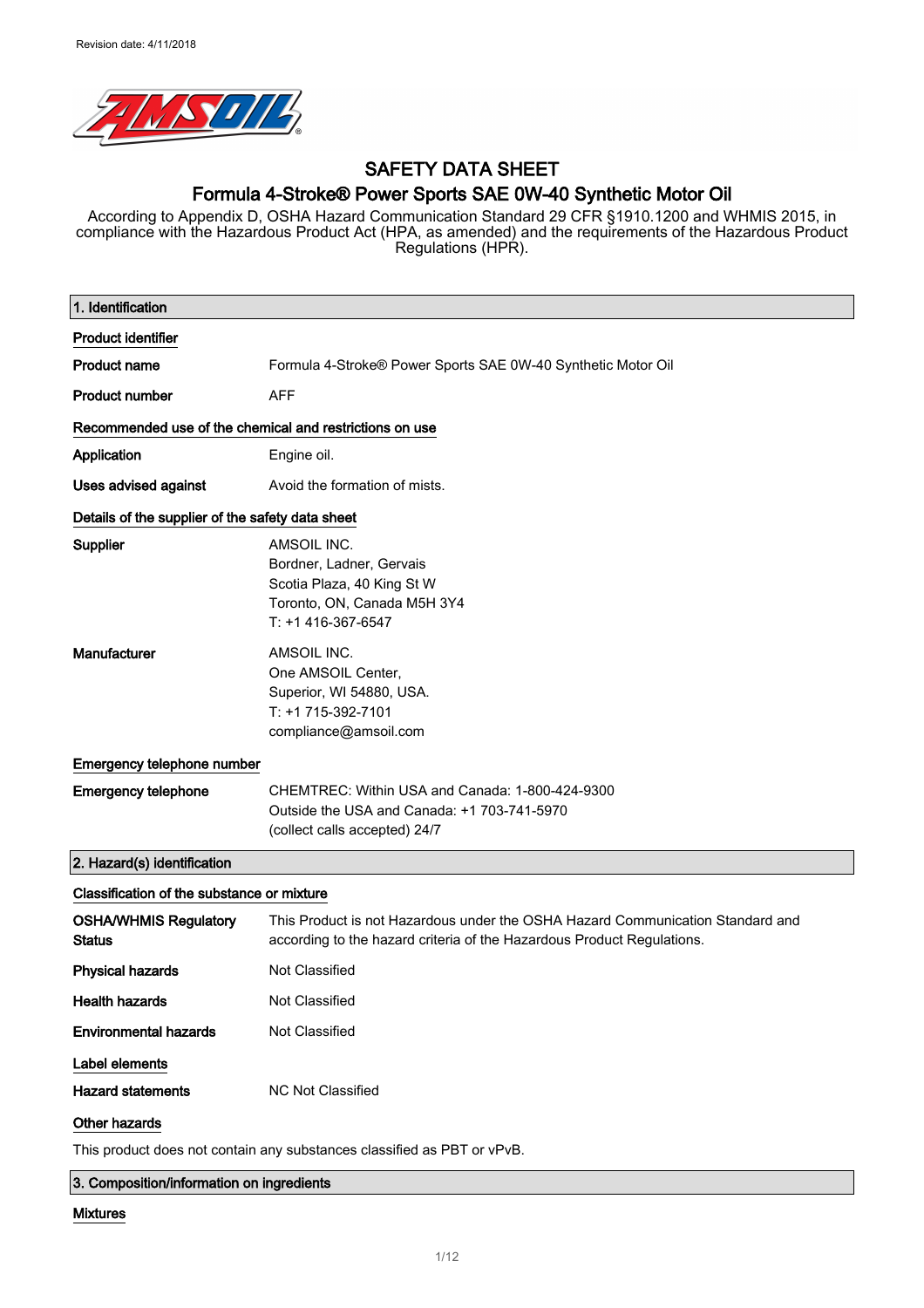Revision date: 4/11/2018

# SAFETY DATA SHEET

## Formula 4-Stroke® Power Sports SAE 0W-40 Synthetic Motor Oil

According to Appendix D, OSHA Hazard Communication Standard 29 CFR §1910.1200 and WHMIS 2015, in compliance with the Hazardous Product Act (HPA, as amended) and the requirements of the Hazardous Product Regulations (HPR).

## 1. Identification

### Product identifier

**Product name** Formula 4-Stroke® Power Sports SAE 0W-40 Synthetic Motor Oil

**Product number** AFF

### Recommended use of the chemical and restrictions on use

**Application** Engine oil.

**Uses advised against** Avoid the formation of mists.

### Details of the supplier of the safety data sheet

**Supplier**
AMSOIL INC.
Bordner, Ladner, Gervais
Scotia Plaza, 40 King St W
Toronto, ON, Canada M5H 3Y4
T: +1 416-367-6547

**Manufacturer**
AMSOIL INC.
One AMSOIL Center,
Superior, WI 54880, USA.
T: +1 715-392-7101
compliance@amsoil.com

### Emergency telephone number

**Emergency telephone**
CHEMTREC: Within USA and Canada: 1-800-424-9300
Outside the USA and Canada: +1 703-741-5970
(collect calls accepted) 24/7

## 2. Hazard(s) identification

### Classification of the substance or mixture

**OSHA/WHMIS Regulatory Status** This Product is not Hazardous under the OSHA Hazard Communication Standard and according to the hazard criteria of the Hazardous Product Regulations.

**Physical hazards** Not Classified

**Health hazards** Not Classified

**Environmental hazards** Not Classified

### Label elements

**Hazard statements** NC Not Classified

### Other hazards

This product does not contain any substances classified as PBT or vPvB.

## 3. Composition/information on ingredients

### Mixtures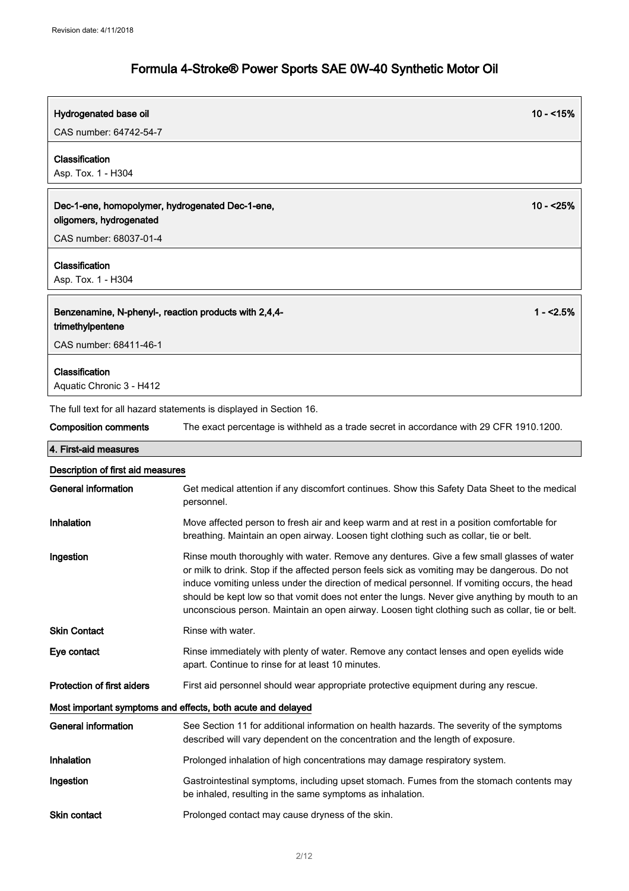| Hydrogenated base oil | 10 - <15% |
|---|---|
| CAS number: 64742-54-7 | |
| **Classification**<br>Asp. Tox. 1 - H304 | |

| Dec-1-ene, homopolymer, hydrogenated Dec-1-ene, oligomers, hydrogenated | 10 - <25% |
|---|---|
| CAS number: 68037-01-4 | |
| **Classification**<br>Asp. Tox. 1 - H304 | |

| Benzenamine, N-phenyl-, reaction products with 2,4,4-trimethylpentene | 1 - <2.5% |
|---|---|
| CAS number: 68411-46-1 | |
| **Classification**<br>Aquatic Chronic 3 - H412 | |

The full text for all hazard statements is displayed in Section 16.

**Composition comments** The exact percentage is withheld as a trade secret in accordance with 29 CFR 1910.1200.

## 4. First-aid measures

### Description of first aid measures

**General information** Get medical attention if any discomfort continues. Show this Safety Data Sheet to the medical personnel.

**Inhalation** Move affected person to fresh air and keep warm and at rest in a position comfortable for breathing. Maintain an open airway. Loosen tight clothing such as collar, tie or belt.

**Ingestion** Rinse mouth thoroughly with water. Remove any dentures. Give a few small glasses of water or milk to drink. Stop if the affected person feels sick as vomiting may be dangerous. Do not induce vomiting unless under the direction of medical personnel. If vomiting occurs, the head should be kept low so that vomit does not enter the lungs. Never give anything by mouth to an unconscious person. Maintain an open airway. Loosen tight clothing such as collar, tie or belt.

**Skin Contact** Rinse with water.

**Eye contact** Rinse immediately with plenty of water. Remove any contact lenses and open eyelids wide apart. Continue to rinse for at least 10 minutes.

**Protection of first aiders** First aid personnel should wear appropriate protective equipment during any rescue.

### Most important symptoms and effects, both acute and delayed

**General information** See Section 11 for additional information on health hazards. The severity of the symptoms described will vary dependent on the concentration and the length of exposure.

**Inhalation** Prolonged inhalation of high concentrations may damage respiratory system.

**Ingestion** Gastrointestinal symptoms, including upset stomach. Fumes from the stomach contents may be inhaled, resulting in the same symptoms as inhalation.

**Skin contact** Prolonged contact may cause dryness of the skin.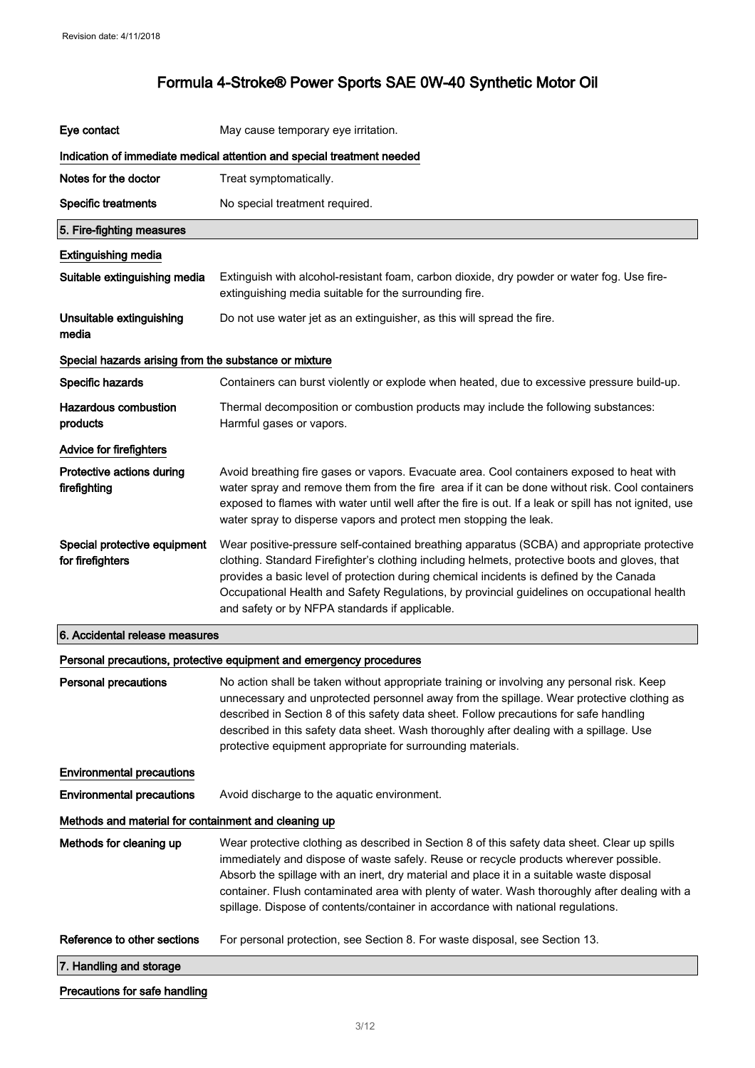| | |
|---|---|
| **Eye contact** | May cause temporary eye irritation. |

**Indication of immediate medical attention and special treatment needed**

| | |
|---|---|
| **Notes for the doctor** | Treat symptomatically. |
| **Specific treatments** | No special treatment required. |

## 5. Fire-fighting measures

**Extinguishing media**

| | |
|---|---|
| **Suitable extinguishing media** | Extinguish with alcohol-resistant foam, carbon dioxide, dry powder or water fog. Use fire-extinguishing media suitable for the surrounding fire. |
| **Unsuitable extinguishing media** | Do not use water jet as an extinguisher, as this will spread the fire. |

**Special hazards arising from the substance or mixture**

| | |
|---|---|
| **Specific hazards** | Containers can burst violently or explode when heated, due to excessive pressure build-up. |
| **Hazardous combustion products** | Thermal decomposition or combustion products may include the following substances: Harmful gases or vapors. |

**Advice for firefighters**

| | |
|---|---|
| **Protective actions during firefighting** | Avoid breathing fire gases or vapors. Evacuate area. Cool containers exposed to heat with water spray and remove them from the fire area if it can be done without risk. Cool containers exposed to flames with water until well after the fire is out. If a leak or spill has not ignited, use water spray to disperse vapors and protect men stopping the leak. |
| **Special protective equipment for firefighters** | Wear positive-pressure self-contained breathing apparatus (SCBA) and appropriate protective clothing. Standard Firefighter's clothing including helmets, protective boots and gloves, that provides a basic level of protection during chemical incidents is defined by the Canada Occupational Health and Safety Regulations, by provincial guidelines on occupational health and safety or by NFPA standards if applicable. |

## 6. Accidental release measures

**Personal precautions, protective equipment and emergency procedures**

| | |
|---|---|
| **Personal precautions** | No action shall be taken without appropriate training or involving any personal risk. Keep unnecessary and unprotected personnel away from the spillage. Wear protective clothing as described in Section 8 of this safety data sheet. Follow precautions for safe handling described in this safety data sheet. Wash thoroughly after dealing with a spillage. Use protective equipment appropriate for surrounding materials. |

**Environmental precautions**

| | |
|---|---|
| **Environmental precautions** | Avoid discharge to the aquatic environment. |

**Methods and material for containment and cleaning up**

| | |
|---|---|
| **Methods for cleaning up** | Wear protective clothing as described in Section 8 of this safety data sheet. Clear up spills immediately and dispose of waste safely. Reuse or recycle products wherever possible. Absorb the spillage with an inert, dry material and place it in a suitable waste disposal container. Flush contaminated area with plenty of water. Wash thoroughly after dealing with a spillage. Dispose of contents/container in accordance with national regulations. |
| **Reference to other sections** | For personal protection, see Section 8. For waste disposal, see Section 13. |

## 7. Handling and storage

**Precautions for safe handling**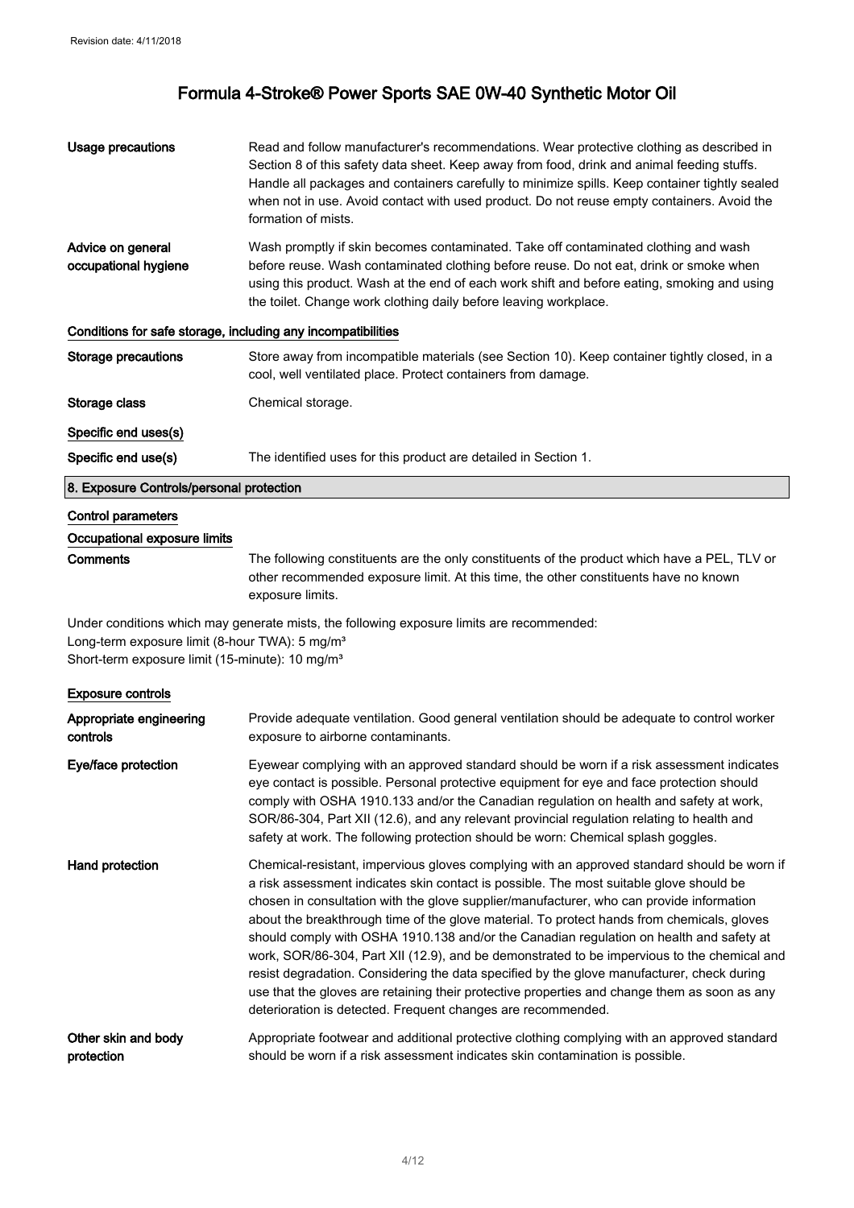**Usage precautions** Read and follow manufacturer's recommendations. Wear protective clothing as described in Section 8 of this safety data sheet. Keep away from food, drink and animal feeding stuffs. Handle all packages and containers carefully to minimize spills. Keep container tightly sealed when not in use. Avoid contact with used product. Do not reuse empty containers. Avoid the formation of mists.

**Advice on general occupational hygiene** Wash promptly if skin becomes contaminated. Take off contaminated clothing and wash before reuse. Wash contaminated clothing before reuse. Do not eat, drink or smoke when using this product. Wash at the end of each work shift and before eating, smoking and using the toilet. Change work clothing daily before leaving workplace.

### Conditions for safe storage, including any incompatibilities

**Storage precautions** Store away from incompatible materials (see Section 10). Keep container tightly closed, in a cool, well ventilated place. Protect containers from damage.

**Storage class** Chemical storage.

### Specific end uses(s)

**Specific end use(s)** The identified uses for this product are detailed in Section 1.

## 8. Exposure Controls/personal protection

### Control parameters

### Occupational exposure limits

**Comments** The following constituents are the only constituents of the product which have a PEL, TLV or other recommended exposure limit. At this time, the other constituents have no known exposure limits.

Under conditions which may generate mists, the following exposure limits are recommended:
Long-term exposure limit (8-hour TWA): 5 mg/m³
Short-term exposure limit (15-minute): 10 mg/m³

### Exposure controls

**Appropriate engineering controls** Provide adequate ventilation. Good general ventilation should be adequate to control worker exposure to airborne contaminants.

**Eye/face protection** Eyewear complying with an approved standard should be worn if a risk assessment indicates eye contact is possible. Personal protective equipment for eye and face protection should comply with OSHA 1910.133 and/or the Canadian regulation on health and safety at work, SOR/86-304, Part XII (12.6), and any relevant provincial regulation relating to health and safety at work. The following protection should be worn: Chemical splash goggles.

**Hand protection** Chemical-resistant, impervious gloves complying with an approved standard should be worn if a risk assessment indicates skin contact is possible. The most suitable glove should be chosen in consultation with the glove supplier/manufacturer, who can provide information about the breakthrough time of the glove material. To protect hands from chemicals, gloves should comply with OSHA 1910.138 and/or the Canadian regulation on health and safety at work, SOR/86-304, Part XII (12.9), and be demonstrated to be impervious to the chemical and resist degradation. Considering the data specified by the glove manufacturer, check during use that the gloves are retaining their protective properties and change them as soon as any deterioration is detected. Frequent changes are recommended.

**Other skin and body protection** Appropriate footwear and additional protective clothing complying with an approved standard should be worn if a risk assessment indicates skin contamination is possible.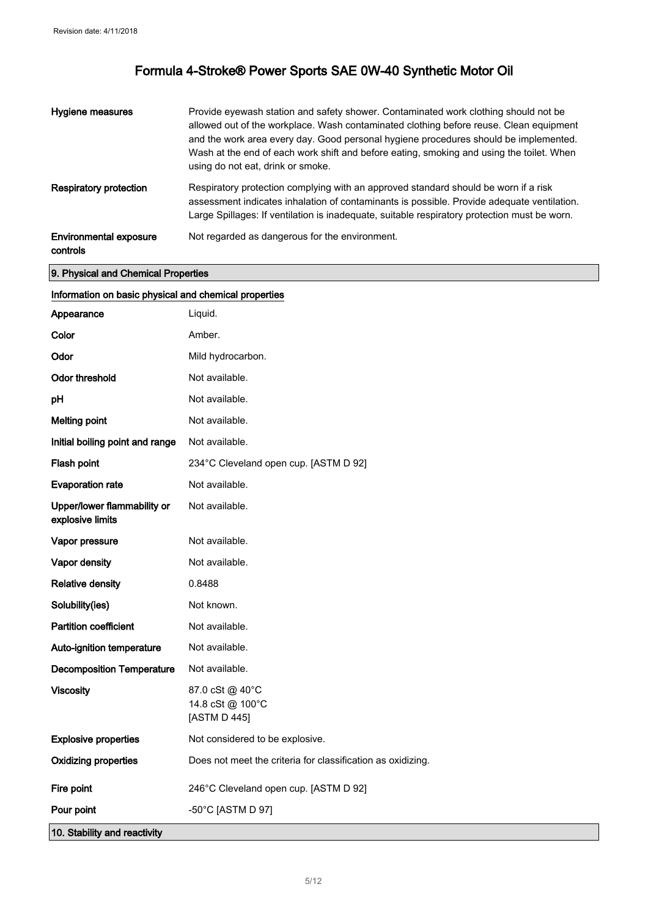| | |
|---|---|
| **Hygiene measures** | Provide eyewash station and safety shower. Contaminated work clothing should not be allowed out of the workplace. Wash contaminated clothing before reuse. Clean equipment and the work area every day. Good personal hygiene procedures should be implemented. Wash at the end of each work shift and before eating, smoking and using the toilet. When using do not eat, drink or smoke. |
| **Respiratory protection** | Respiratory protection complying with an approved standard should be worn if a risk assessment indicates inhalation of contaminants is possible. Provide adequate ventilation. Large Spillages: If ventilation is inadequate, suitable respiratory protection must be worn. |
| **Environmental exposure controls** | Not regarded as dangerous for the environment. |

## 9. Physical and Chemical Properties

### Information on basic physical and chemical properties

| | |
|---|---|
| **Appearance** | Liquid. |
| **Color** | Amber. |
| **Odor** | Mild hydrocarbon. |
| **Odor threshold** | Not available. |
| **pH** | Not available. |
| **Melting point** | Not available. |
| **Initial boiling point and range** | Not available. |
| **Flash point** | 234°C Cleveland open cup. [ASTM D 92] |
| **Evaporation rate** | Not available. |
| **Upper/lower flammability or explosive limits** | Not available. |
| **Vapor pressure** | Not available. |
| **Vapor density** | Not available. |
| **Relative density** | 0.8488 |
| **Solubility(ies)** | Not known. |
| **Partition coefficient** | Not available. |
| **Auto-ignition temperature** | Not available. |
| **Decomposition Temperature** | Not available. |
| **Viscosity** | 87.0 cSt @ 40°C<br>14.8 cSt @ 100°C<br>[ASTM D 445] |
| **Explosive properties** | Not considered to be explosive. |
| **Oxidizing properties** | Does not meet the criteria for classification as oxidizing. |
| **Fire point** | 246°C Cleveland open cup. [ASTM D 92] |
| **Pour point** | -50°C [ASTM D 97] |

## 10. Stability and reactivity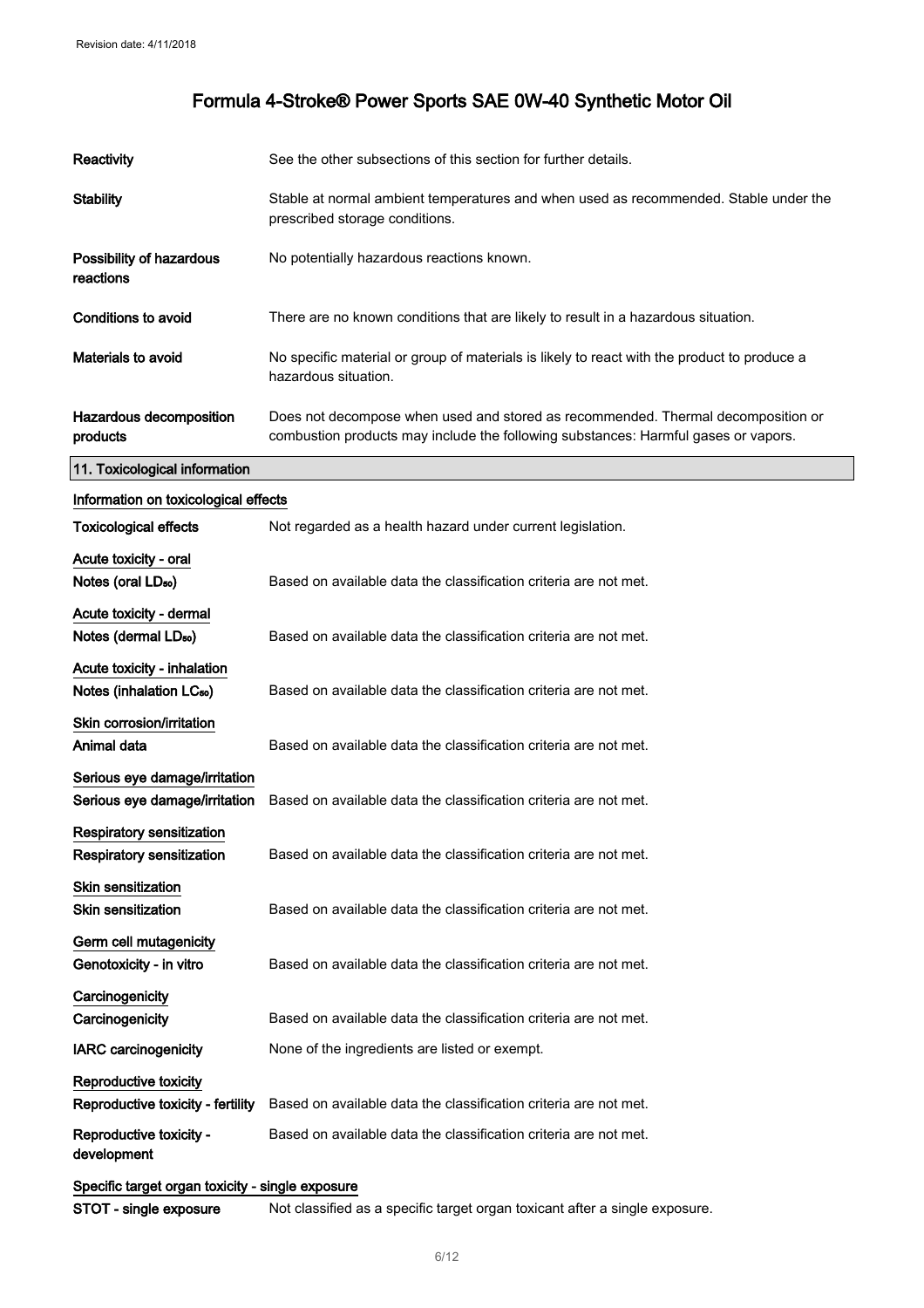| | |
|---|---|
| **Reactivity** | See the other subsections of this section for further details. |
| **Stability** | Stable at normal ambient temperatures and when used as recommended. Stable under the prescribed storage conditions. |
| **Possibility of hazardous reactions** | No potentially hazardous reactions known. |
| **Conditions to avoid** | There are no known conditions that are likely to result in a hazardous situation. |
| **Materials to avoid** | No specific material or group of materials is likely to react with the product to produce a hazardous situation. |
| **Hazardous decomposition products** | Does not decompose when used and stored as recommended. Thermal decomposition or combustion products may include the following substances: Harmful gases or vapors. |

## 11. Toxicological information

### Information on toxicological effects

| | |
|---|---|
| **Toxicological effects** | Not regarded as a health hazard under current legislation. |

**Acute toxicity - oral**

| | |
|---|---|
| **Notes (oral $LD_{50}$)** | Based on available data the classification criteria are not met. |

**Acute toxicity - dermal**

| | |
|---|---|
| **Notes (dermal $LD_{50}$)** | Based on available data the classification criteria are not met. |

**Acute toxicity - inhalation**

| | |
|---|---|
| **Notes (inhalation $LC_{50}$)** | Based on available data the classification criteria are not met. |

**Skin corrosion/irritation**

| | |
|---|---|
| **Animal data** | Based on available data the classification criteria are not met. |

**Serious eye damage/irritation**

| | |
|---|---|
| **Serious eye damage/irritation** | Based on available data the classification criteria are not met. |

**Respiratory sensitization**

| | |
|---|---|
| **Respiratory sensitization** | Based on available data the classification criteria are not met. |

**Skin sensitization**

| | |
|---|---|
| **Skin sensitization** | Based on available data the classification criteria are not met. |

**Germ cell mutagenicity**

| | |
|---|---|
| **Genotoxicity - in vitro** | Based on available data the classification criteria are not met. |

**Carcinogenicity**

| | |
|---|---|
| **Carcinogenicity** | Based on available data the classification criteria are not met. |
| **IARC carcinogenicity** | None of the ingredients are listed or exempt. |

**Reproductive toxicity**

| | |
|---|---|
| **Reproductive toxicity - fertility** | Based on available data the classification criteria are not met. |
| **Reproductive toxicity - development** | Based on available data the classification criteria are not met. |

**Specific target organ toxicity - single exposure**

| | |
|---|---|
| **STOT - single exposure** | Not classified as a specific target organ toxicant after a single exposure. |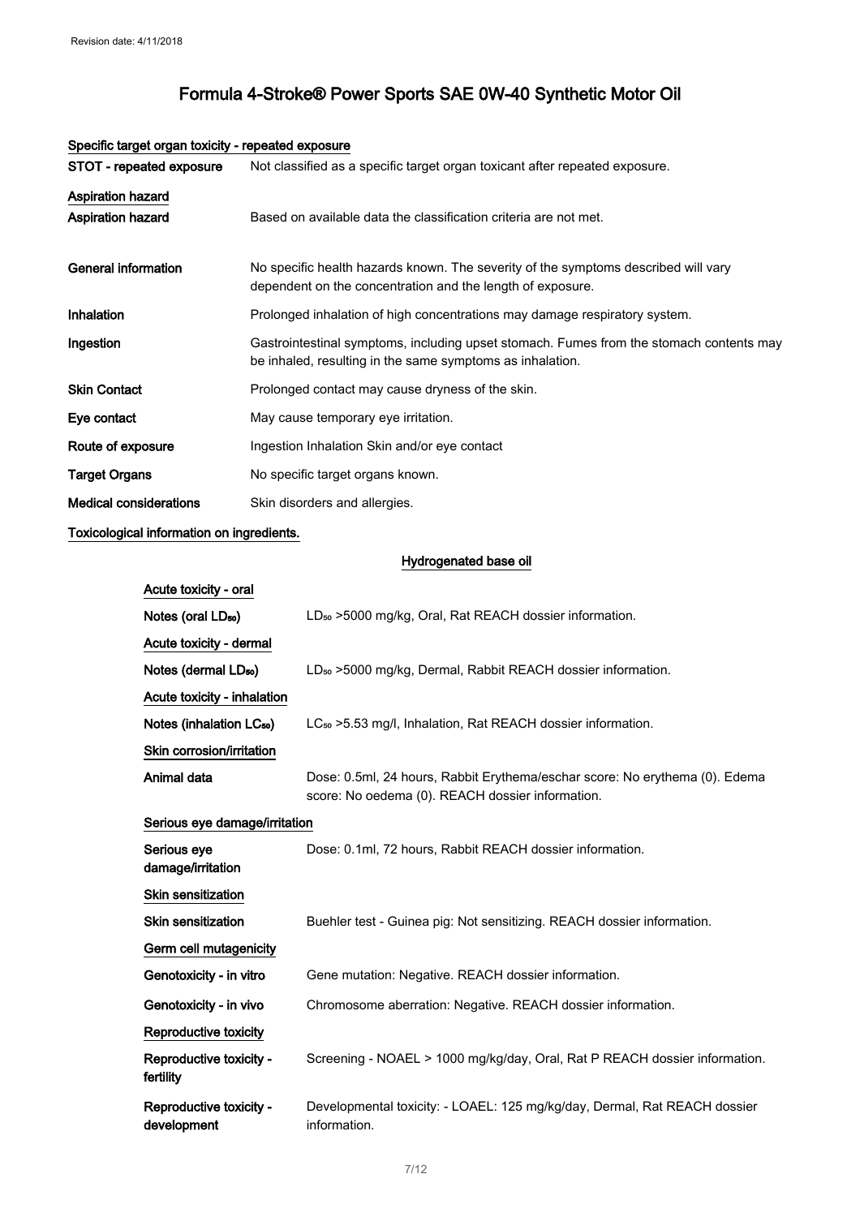# Formula 4-Stroke® Power Sports SAE 0W-40 Synthetic Motor Oil

**Specific target organ toxicity - repeated exposure**

| | |
|---|---|
| **STOT - repeated exposure** | Not classified as a specific target organ toxicant after repeated exposure. |

**Aspiration hazard**

| | |
|---|---|
| **Aspiration hazard** | Based on available data the classification criteria are not met. |
| **General information** | No specific health hazards known. The severity of the symptoms described will vary dependent on the concentration and the length of exposure. |
| **Inhalation** | Prolonged inhalation of high concentrations may damage respiratory system. |
| **Ingestion** | Gastrointestinal symptoms, including upset stomach. Fumes from the stomach contents may be inhaled, resulting in the same symptoms as inhalation. |
| **Skin Contact** | Prolonged contact may cause dryness of the skin. |
| **Eye contact** | May cause temporary eye irritation. |
| **Route of exposure** | Ingestion Inhalation Skin and/or eye contact |
| **Target Organs** | No specific target organs known. |
| **Medical considerations** | Skin disorders and allergies. |

**Toxicological information on ingredients.**

**Hydrogenated base oil**

**Acute toxicity - oral**

| | |
|---|---|
| **Notes (oral $LD_{50}$)** | $LD_{50}$ >5000 mg/kg, Oral, Rat REACH dossier information. |

**Acute toxicity - dermal**

| | |
|---|---|
| **Notes (dermal $LD_{50}$)** | $LD_{50}$ >5000 mg/kg, Dermal, Rabbit REACH dossier information. |

**Acute toxicity - inhalation**

| | |
|---|---|
| **Notes (inhalation $LC_{50}$)** | $LC_{50}$ >5.53 mg/l, Inhalation, Rat REACH dossier information. |

**Skin corrosion/irritation**

| | |
|---|---|
| **Animal data** | Dose: 0.5ml, 24 hours, Rabbit Erythema/eschar score: No erythema (0). Edema score: No oedema (0). REACH dossier information. |

**Serious eye damage/irritation**

| | |
|---|---|
| **Serious eye damage/irritation** | Dose: 0.1ml, 72 hours, Rabbit REACH dossier information. |

**Skin sensitization**

| | |
|---|---|
| **Skin sensitization** | Buehler test - Guinea pig: Not sensitizing. REACH dossier information. |

**Germ cell mutagenicity**

| | |
|---|---|
| **Genotoxicity - in vitro** | Gene mutation: Negative. REACH dossier information. |
| **Genotoxicity - in vivo** | Chromosome aberration: Negative. REACH dossier information. |

**Reproductive toxicity**

| | |
|---|---|
| **Reproductive toxicity - fertility** | Screening - NOAEL > 1000 mg/kg/day, Oral, Rat P REACH dossier information. |
| **Reproductive toxicity - development** | Developmental toxicity: - LOAEL: 125 mg/kg/day, Dermal, Rat REACH dossier information. |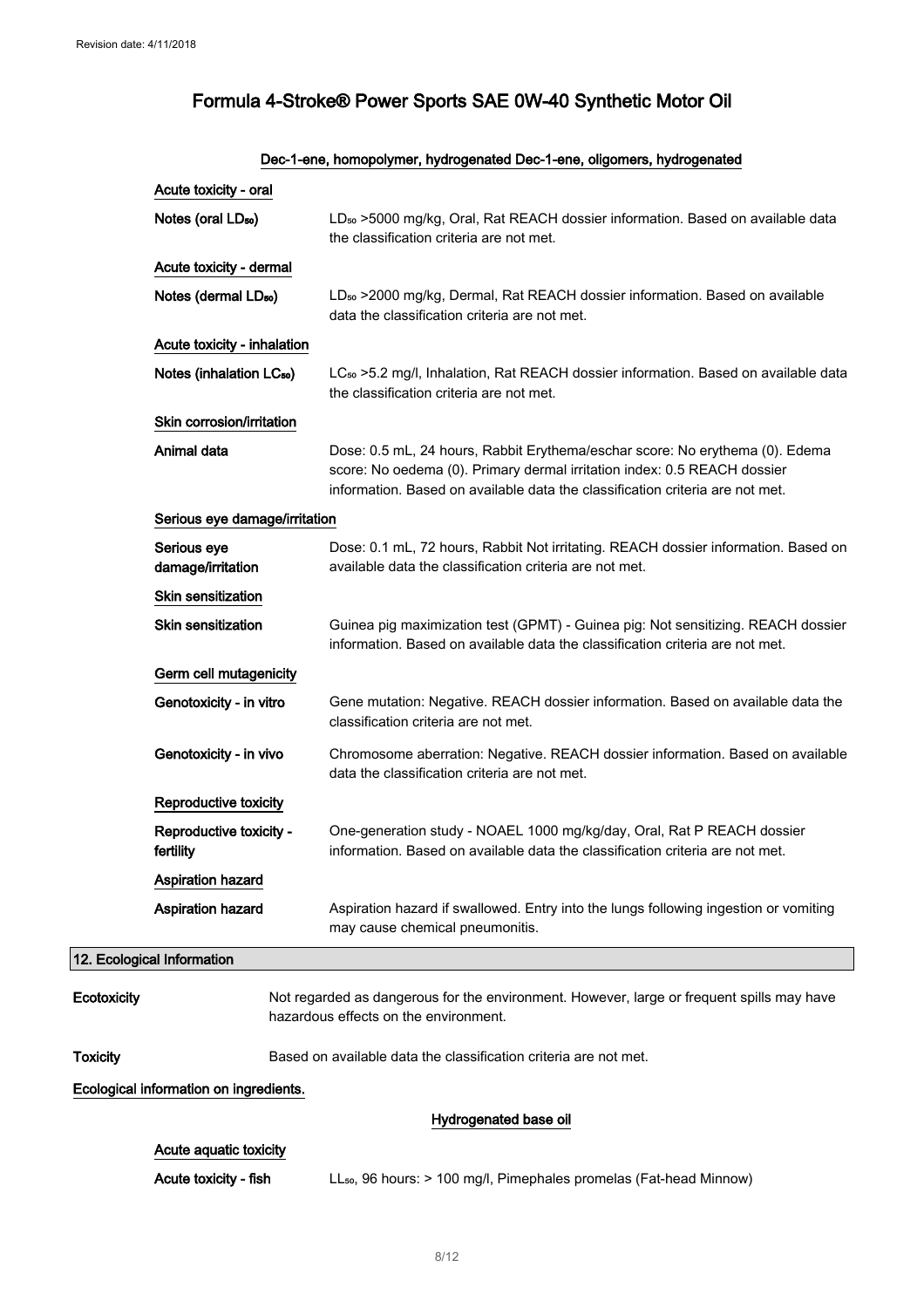Dec-1-ene, homopolymer, hydrogenated Dec-1-ene, oligomers, hydrogenated

**Acute toxicity - oral**

| | |
|---|---|
| Notes (oral $LD_{50}$) | $LD_{50}$ >5000 mg/kg, Oral, Rat REACH dossier information. Based on available data the classification criteria are not met. |

**Acute toxicity - dermal**

| | |
|---|---|
| Notes (dermal $LD_{50}$) | $LD_{50}$ >2000 mg/kg, Dermal, Rat REACH dossier information. Based on available data the classification criteria are not met. |

**Acute toxicity - inhalation**

| | |
|---|---|
| Notes (inhalation $LC_{50}$) | $LC_{50}$ >5.2 mg/l, Inhalation, Rat REACH dossier information. Based on available data the classification criteria are not met. |

**Skin corrosion/irritation**

| | |
|---|---|
| Animal data | Dose: 0.5 mL, 24 hours, Rabbit Erythema/eschar score: No erythema (0). Edema score: No oedema (0). Primary dermal irritation index: 0.5 REACH dossier information. Based on available data the classification criteria are not met. |

**Serious eye damage/irritation**

| | |
|---|---|
| Serious eye damage/irritation | Dose: 0.1 mL, 72 hours, Rabbit Not irritating. REACH dossier information. Based on available data the classification criteria are not met. |

**Skin sensitization**

| | |
|---|---|
| Skin sensitization | Guinea pig maximization test (GPMT) - Guinea pig: Not sensitizing. REACH dossier information. Based on available data the classification criteria are not met. |

**Germ cell mutagenicity**

| | |
|---|---|
| Genotoxicity - in vitro | Gene mutation: Negative. REACH dossier information. Based on available data the classification criteria are not met. |
| Genotoxicity - in vivo | Chromosome aberration: Negative. REACH dossier information. Based on available data the classification criteria are not met. |

**Reproductive toxicity**

| | |
|---|---|
| Reproductive toxicity - fertility | One-generation study - NOAEL 1000 mg/kg/day, Oral, Rat P REACH dossier information. Based on available data the classification criteria are not met. |

**Aspiration hazard**

| | |
|---|---|
| Aspiration hazard | Aspiration hazard if swallowed. Entry into the lungs following ingestion or vomiting may cause chemical pneumonitis. |

## 12. Ecological Information

| | |
|---|---|
| Ecotoxicity | Not regarded as dangerous for the environment. However, large or frequent spills may have hazardous effects on the environment. |
| Toxicity | Based on available data the classification criteria are not met. |

**Ecological information on ingredients.**

Hydrogenated base oil

**Acute aquatic toxicity**

| | |
|---|---|
| Acute toxicity - fish | $LL_{50}$, 96 hours: > 100 mg/l, Pimephales promelas (Fat-head Minnow) |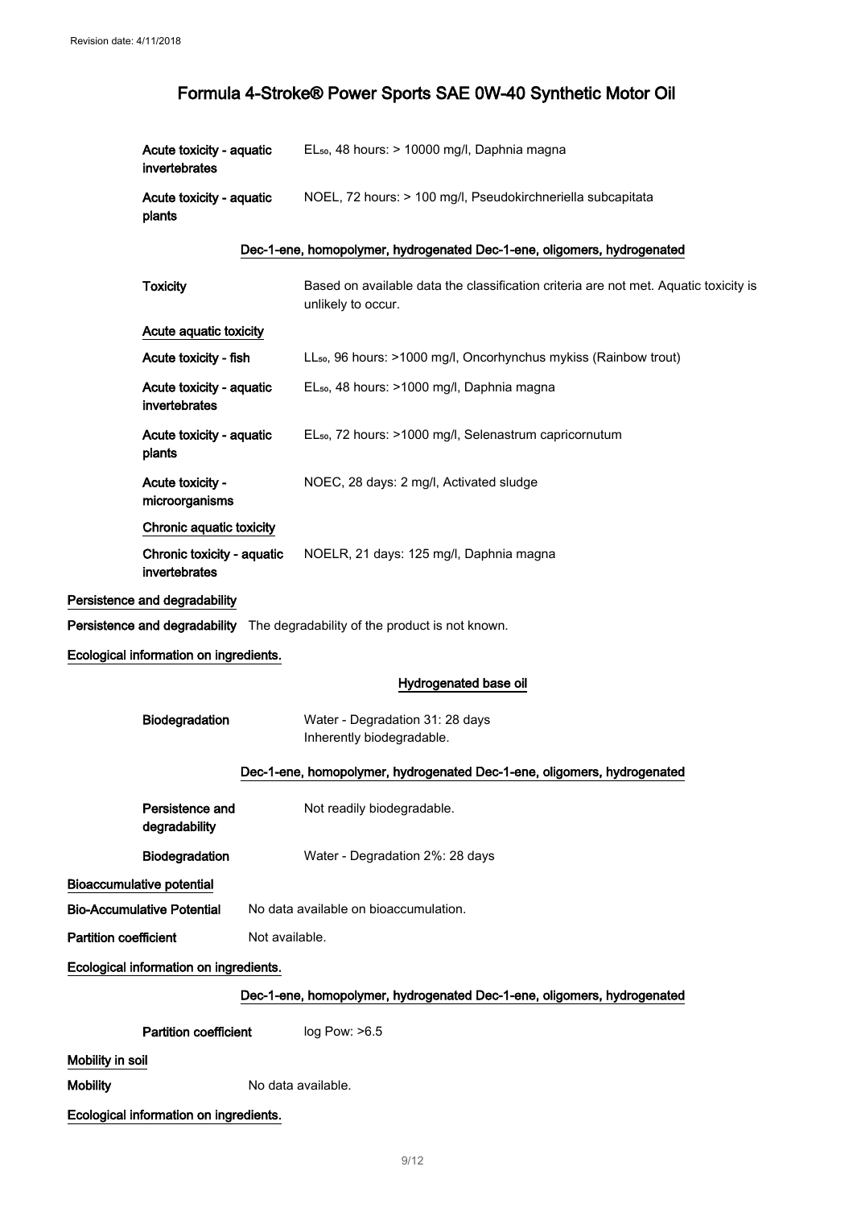| | |
|---|---|
| Acute toxicity - aquatic invertebrates | $EL_{50}$, 48 hours: > 10000 mg/l, Daphnia magna |
| Acute toxicity - aquatic plants | NOEL, 72 hours: > 100 mg/l, Pseudokirchneriella subcapitata |

**Dec-1-ene, homopolymer, hydrogenated Dec-1-ene, oligomers, hydrogenated**

| | |
|---|---|
| **Toxicity** | Based on available data the classification criteria are not met. Aquatic toxicity is unlikely to occur. |

**Acute aquatic toxicity**

| | |
|---|---|
| Acute toxicity - fish | $LL_{50}$, 96 hours: >1000 mg/l, Oncorhynchus mykiss (Rainbow trout) |
| Acute toxicity - aquatic invertebrates | $EL_{50}$, 48 hours: >1000 mg/l, Daphnia magna |
| Acute toxicity - aquatic plants | $EL_{50}$, 72 hours: >1000 mg/l, Selenastrum capricornutum |
| Acute toxicity - microorganisms | NOEC, 28 days: 2 mg/l, Activated sludge |

**Chronic aquatic toxicity**

| | |
|---|---|
| Chronic toxicity - aquatic invertebrates | NOELR, 21 days: 125 mg/l, Daphnia magna |

## Persistence and degradability

**Persistence and degradability** The degradability of the product is not known.

**Ecological information on ingredients.**

**Hydrogenated base oil**

| | |
|---|---|
| **Biodegradation** | Water - Degradation 31: 28 days<br>Inherently biodegradable. |

**Dec-1-ene, homopolymer, hydrogenated Dec-1-ene, oligomers, hydrogenated**

| | |
|---|---|
| **Persistence and degradability** | Not readily biodegradable. |
| **Biodegradation** | Water - Degradation 2%: 28 days |

## Bioaccumulative potential

**Bio-Accumulative Potential** No data available on bioaccumulation.

**Partition coefficient** Not available.

**Ecological information on ingredients.**

**Dec-1-ene, homopolymer, hydrogenated Dec-1-ene, oligomers, hydrogenated**

| | |
|---|---|
| **Partition coefficient** | log Pow: >6.5 |

## Mobility in soil

**Mobility** No data available.

**Ecological information on ingredients.**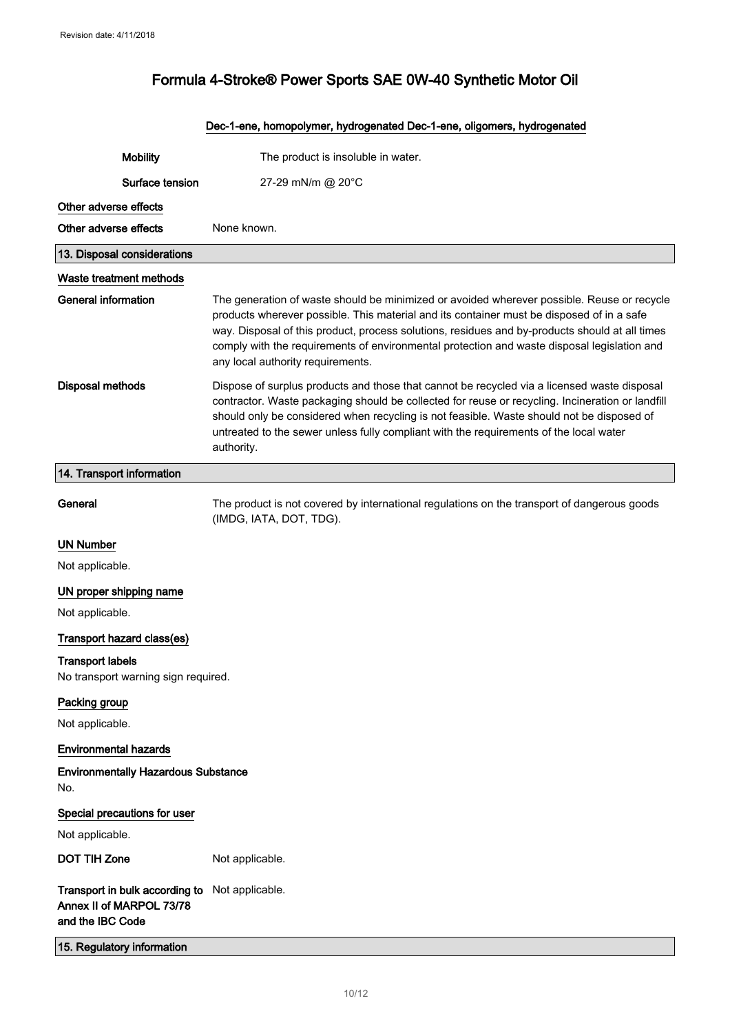**Dec-1-ene, homopolymer, hydrogenated Dec-1-ene, oligomers, hydrogenated**

| | |
|---|---|
| **Mobility** | The product is insoluble in water. |
| **Surface tension** | 27-29 mN/m @ 20°C |

**Other adverse effects**

| | |
|---|---|
| **Other adverse effects** | None known. |

## 13. Disposal considerations

**Waste treatment methods**

**General information** The generation of waste should be minimized or avoided wherever possible. Reuse or recycle products wherever possible. This material and its container must be disposed of in a safe way. Disposal of this product, process solutions, residues and by-products should at all times comply with the requirements of environmental protection and waste disposal legislation and any local authority requirements.

**Disposal methods** Dispose of surplus products and those that cannot be recycled via a licensed waste disposal contractor. Waste packaging should be collected for reuse or recycling. Incineration or landfill should only be considered when recycling is not feasible. Waste should not be disposed of untreated to the sewer unless fully compliant with the requirements of the local water authority.

## 14. Transport information

**General** The product is not covered by international regulations on the transport of dangerous goods (IMDG, IATA, DOT, TDG).

**UN Number**

Not applicable.

**UN proper shipping name**

Not applicable.

**Transport hazard class(es)**

**Transport labels**
No transport warning sign required.

**Packing group**

Not applicable.

**Environmental hazards**

**Environmentally Hazardous Substance**
No.

**Special precautions for user**

Not applicable.

**DOT TIH Zone** Not applicable.

**Transport in bulk according to Annex II of MARPOL 73/78 and the IBC Code** Not applicable.

## 15. Regulatory information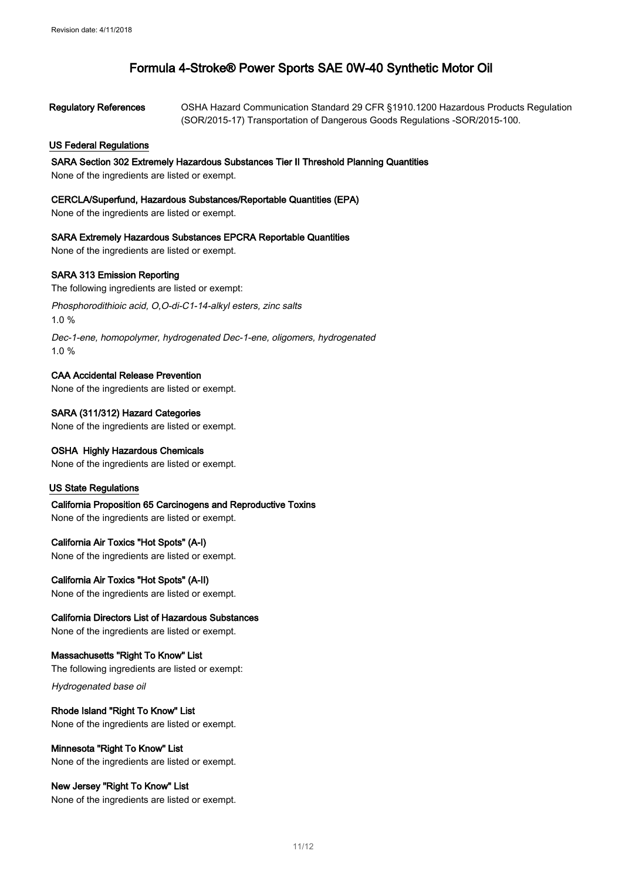**Regulatory References** OSHA Hazard Communication Standard 29 CFR §1910.1200 Hazardous Products Regulation (SOR/2015-17) Transportation of Dangerous Goods Regulations -SOR/2015-100.

## US Federal Regulations

**SARA Section 302 Extremely Hazardous Substances Tier II Threshold Planning Quantities**

None of the ingredients are listed or exempt.

**CERCLA/Superfund, Hazardous Substances/Reportable Quantities (EPA)**

None of the ingredients are listed or exempt.

**SARA Extremely Hazardous Substances EPCRA Reportable Quantities**

None of the ingredients are listed or exempt.

**SARA 313 Emission Reporting**

The following ingredients are listed or exempt:

*Phosphorodithioic acid, O,O-di-C1-14-alkyl esters, zinc salts*

1.0 %

*Dec-1-ene, homopolymer, hydrogenated Dec-1-ene, oligomers, hydrogenated*

1.0 %

**CAA Accidental Release Prevention**

None of the ingredients are listed or exempt.

**SARA (311/312) Hazard Categories**

None of the ingredients are listed or exempt.

**OSHA Highly Hazardous Chemicals**

None of the ingredients are listed or exempt.

## US State Regulations

**California Proposition 65 Carcinogens and Reproductive Toxins**

None of the ingredients are listed or exempt.

**California Air Toxics "Hot Spots" (A-I)**

None of the ingredients are listed or exempt.

**California Air Toxics "Hot Spots" (A-II)**

None of the ingredients are listed or exempt.

**California Directors List of Hazardous Substances**

None of the ingredients are listed or exempt.

**Massachusetts "Right To Know" List**

The following ingredients are listed or exempt:

*Hydrogenated base oil*

**Rhode Island "Right To Know" List**

None of the ingredients are listed or exempt.

**Minnesota "Right To Know" List**

None of the ingredients are listed or exempt.

**New Jersey "Right To Know" List**

None of the ingredients are listed or exempt.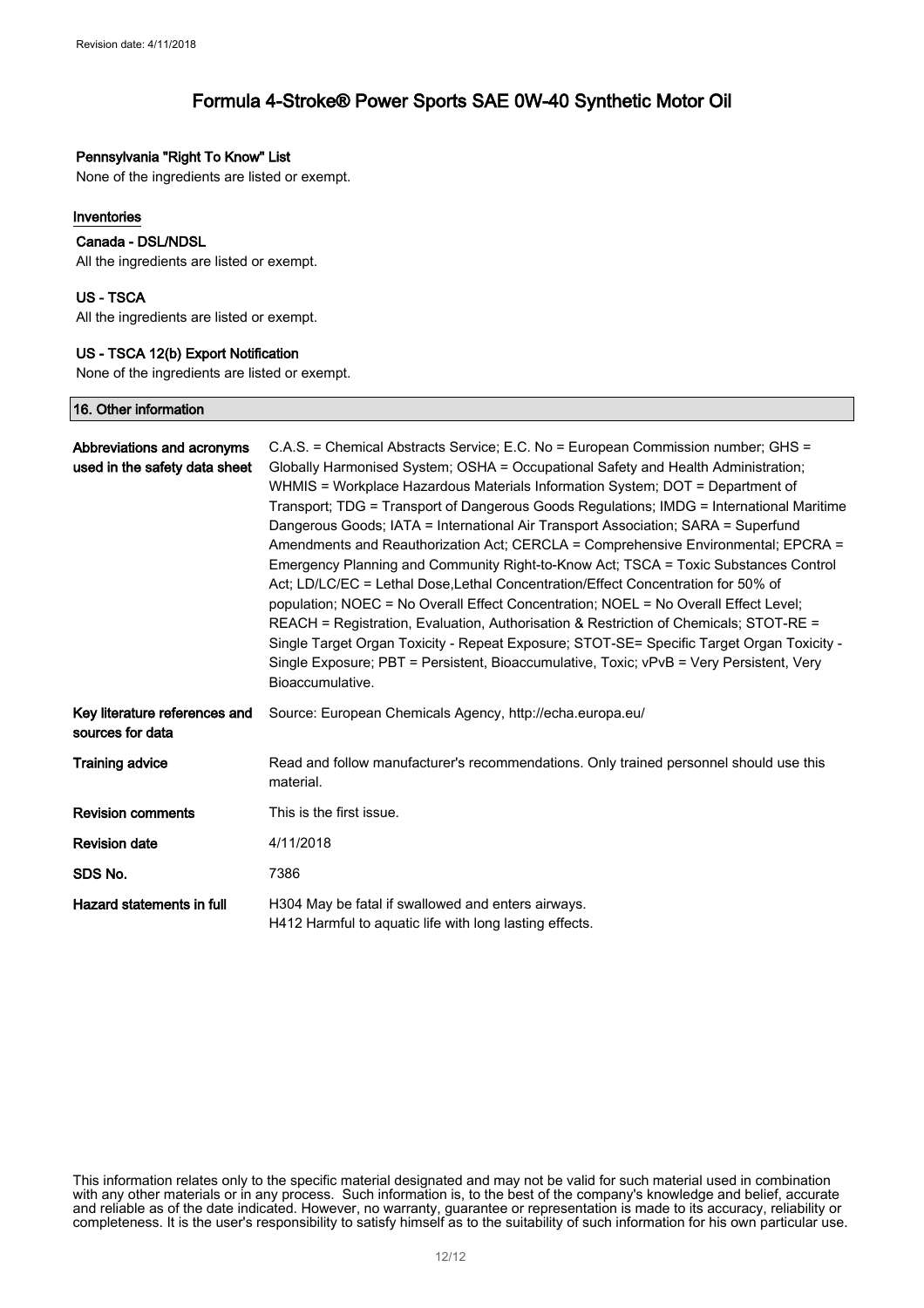#### Pennsylvania "Right To Know" List

None of the ingredients are listed or exempt.

#### Inventories

#### Canada - DSL/NDSL

All the ingredients are listed or exempt.

#### US - TSCA

All the ingredients are listed or exempt.

#### US - TSCA 12(b) Export Notification

None of the ingredients are listed or exempt.

## 16. Other information

| | |
|---|---|
| **Abbreviations and acronyms used in the safety data sheet** | C.A.S. = Chemical Abstracts Service; E.C. No = European Commission number; GHS = Globally Harmonised System; OSHA = Occupational Safety and Health Administration; WHMIS = Workplace Hazardous Materials Information System; DOT = Department of Transport; TDG = Transport of Dangerous Goods Regulations; IMDG = International Maritime Dangerous Goods; IATA = International Air Transport Association; SARA = Superfund Amendments and Reauthorization Act; CERCLA = Comprehensive Environmental; EPCRA = Emergency Planning and Community Right-to-Know Act; TSCA = Toxic Substances Control Act; LD/LC/EC = Lethal Dose,Lethal Concentration/Effect Concentration for 50% of population; NOEC = No Overall Effect Concentration; NOEL = No Overall Effect Level; REACH = Registration, Evaluation, Authorisation & Restriction of Chemicals; STOT-RE = Single Target Organ Toxicity - Repeat Exposure; STOT-SE= Specific Target Organ Toxicity - Single Exposure; PBT = Persistent, Bioaccumulative, Toxic; vPvB = Very Persistent, Very Bioaccumulative. |
| **Key literature references and sources for data** | Source: European Chemicals Agency, http://echa.europa.eu/ |
| **Training advice** | Read and follow manufacturer's recommendations. Only trained personnel should use this material. |
| **Revision comments** | This is the first issue. |
| **Revision date** | 4/11/2018 |
| **SDS No.** | 7386 |
| **Hazard statements in full** | H304 May be fatal if swallowed and enters airways.<br>H412 Harmful to aquatic life with long lasting effects. |

This information relates only to the specific material designated and may not be valid for such material used in combination with any other materials or in any process. Such information is, to the best of the company's knowledge and belief, accurate and reliable as of the date indicated. However, no warranty, guarantee or representation is made to its accuracy, reliability or completeness. It is the user's responsibility to satisfy himself as to the suitability of such information for his own particular use.